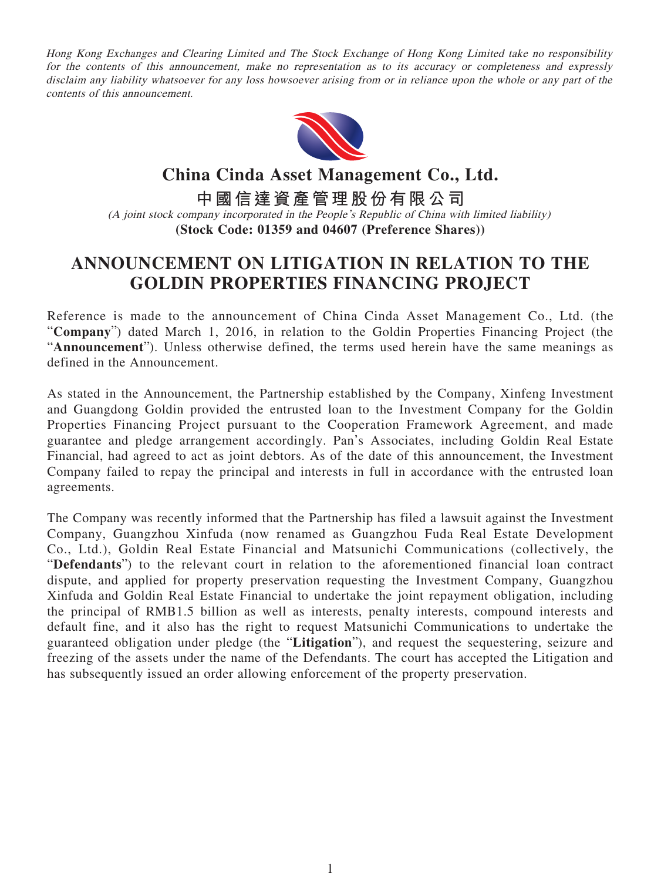*Hong Kong Exchanges and Clearing Limited and The Stock Exchange of Hong Kong Limited take no responsibility for the contents of this announcement, make no representation as to its accuracy or completeness and expressly disclaim any liability whatsoever for any loss howsoever arising from or in reliance upon the whole or any part of the contents of this announcement.*

# China Cinda Asset Management Co., Ltd.

# 中國信達資產管理股份有限公司

*(A joint stock company incorporated in the People's Republic of China with limited liability)*

**(Stock Code: 01359 and 04607 (Preference Shares))**

# ANNOUNCEMENT ON LITIGATION IN RELATION TO THE GOLDIN PROPERTIES FINANCING PROJECT

Reference is made to the announcement of China Cinda Asset Management Co., Ltd. (the "**Company**") dated March 1, 2016, in relation to the Goldin Properties Financing Project (the "**Announcement**"). Unless otherwise defined, the terms used herein have the same meanings as defined in the Announcement.

As stated in the Announcement, the Partnership established by the Company, Xinfeng Investment and Guangdong Goldin provided the entrusted loan to the Investment Company for the Goldin Properties Financing Project pursuant to the Cooperation Framework Agreement, and made guarantee and pledge arrangement accordingly. Pan's Associates, including Goldin Real Estate Financial, had agreed to act as joint debtors. As of the date of this announcement, the Investment Company failed to repay the principal and interests in full in accordance with the entrusted loan agreements.

The Company was recently informed that the Partnership has filed a lawsuit against the Investment Company, Guangzhou Xinfuda (now renamed as Guangzhou Fuda Real Estate Development Co., Ltd.), Goldin Real Estate Financial and Matsunichi Communications (collectively, the "**Defendants**") to the relevant court in relation to the aforementioned financial loan contract dispute, and applied for property preservation requesting the Investment Company, Guangzhou Xinfuda and Goldin Real Estate Financial to undertake the joint repayment obligation, including the principal of RMB1.5 billion as well as interests, penalty interests, compound interests and default fine, and it also has the right to request Matsunichi Communications to undertake the guaranteed obligation under pledge (the "**Litigation**"), and request the sequestering, seizure and freezing of the assets under the name of the Defendants. The court has accepted the Litigation and has subsequently issued an order allowing enforcement of the property preservation.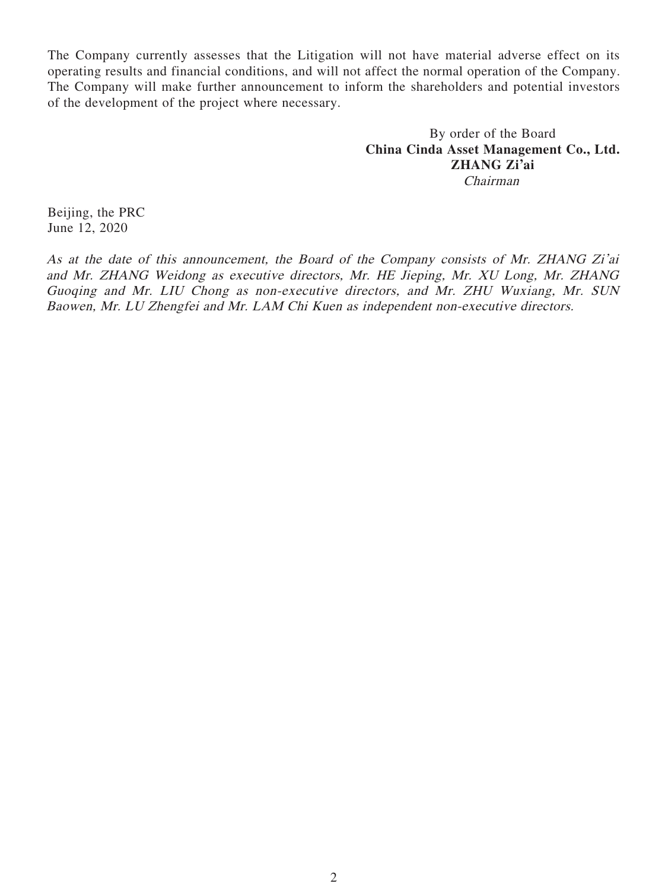The Company currently assesses that the Litigation will not have material adverse effect on its operating results and financial conditions, and will not affect the normal operation of the Company. The Company will make further announcement to inform the shareholders and potential investors of the development of the project where necessary.

By order of the Board  
**China Cinda Asset Management Co., Ltd.**  
**ZHANG Zi'ai**  
*Chairman*

Beijing, the PRC  
June 12, 2020

*As at the date of this announcement, the Board of the Company consists of Mr. ZHANG Zi'ai and Mr. ZHANG Weidong as executive directors, Mr. HE Jieping, Mr. XU Long, Mr. ZHANG Guoqing and Mr. LIU Chong as non-executive directors, and Mr. ZHU Wuxiang, Mr. SUN Baowen, Mr. LU Zhengfei and Mr. LAM Chi Kuen as independent non-executive directors.*